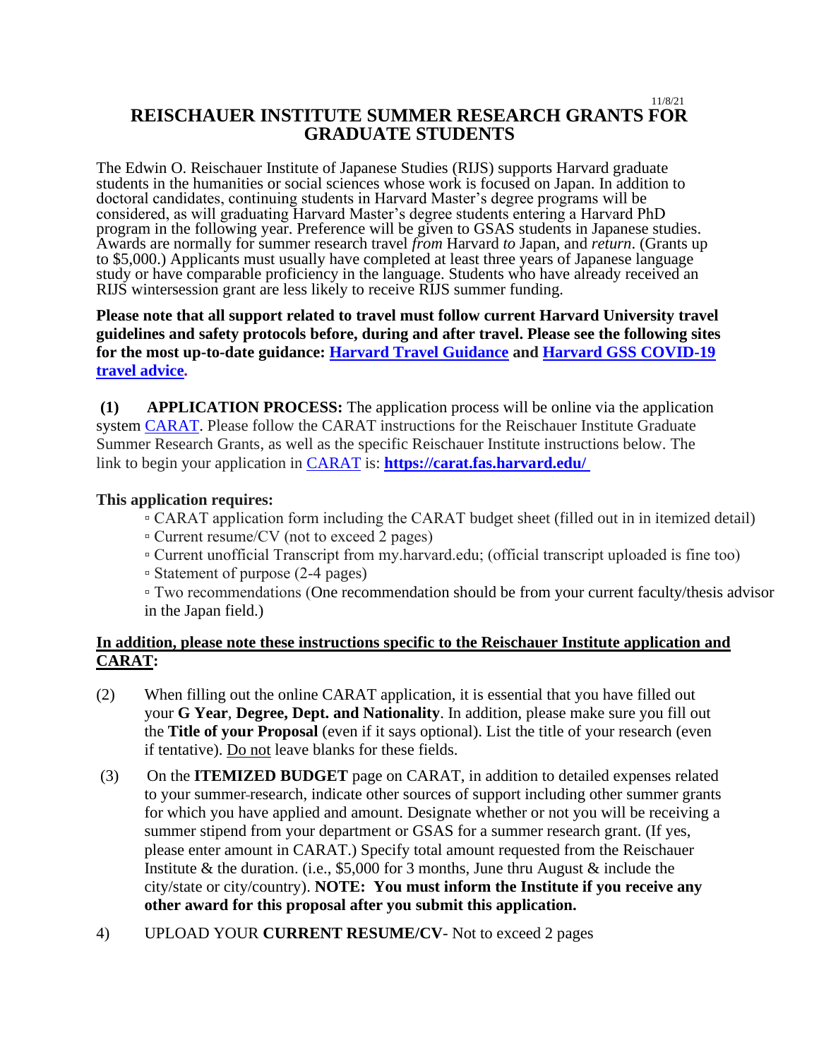11/8/21

# REISCHAUER INSTITUTE SUMMER RESEARCH GRANTS FOR GRADUATE STUDENTS

The Edwin O. Reischauer Institute of Japanese Studies (RIJS) supports Harvard graduate students in the humanities or social sciences whose work is focused on Japan. In addition to doctoral candidates, continuing students in Harvard Master's degree programs will be considered, as will graduating Harvard Master's degree students entering a Harvard PhD program in the following year. Preference will be given to GSAS students in Japanese studies. Awards are normally for summer research travel *from* Harvard *to* Japan, and *return*. (Grants up to $5,000.) Applicants must usually have completed at least three years of Japanese language study or have comparable proficiency in the language. Students who have already received an RIJS wintersession grant are less likely to receive RIJS summer funding.

**Please note that all support related to travel must follow current Harvard University travel guidelines and safety protocols before, during and after travel. Please see the following sites for the most up-to-date guidance: Harvard Travel Guidance and Harvard GSS COVID-19 travel advice.**

**(1) APPLICATION PROCESS:** The application process will be online via the application system CARAT. Please follow the CARAT instructions for the Reischauer Institute Graduate Summer Research Grants, as well as the specific Reischauer Institute instructions below. The link to begin your application in CARAT is: **https://carat.fas.harvard.edu/**

**This application requires:**

- CARAT application form including the CARAT budget sheet (filled out in in itemized detail)
- Current resume/CV (not to exceed 2 pages)
- Current unofficial Transcript from my.harvard.edu; (official transcript uploaded is fine too)
- Statement of purpose (2-4 pages)
- Two recommendations (One recommendation should be from your current faculty/thesis advisor in the Japan field.)

**In addition, please note these instructions specific to the Reischauer Institute application and CARAT:**

(2) When filling out the online CARAT application, it is essential that you have filled out your **G Year**, **Degree, Dept. and Nationality**. In addition, please make sure you fill out the **Title of your Proposal** (even if it says optional). List the title of your research (even if tentative). Do not leave blanks for these fields.

(3) On the **ITEMIZED BUDGET** page on CARAT, in addition to detailed expenses related to your summer-research, indicate other sources of support including other summer grants for which you have applied and amount. Designate whether or not you will be receiving a summer stipend from your department or GSAS for a summer research grant. (If yes, please enter amount in CARAT.) Specify total amount requested from the Reischauer Institute & the duration. (i.e., $5,000 for 3 months, June thru August & include the city/state or city/country). **NOTE: You must inform the Institute if you receive any other award for this proposal after you submit this application.**

4) UPLOAD YOUR **CURRENT RESUME/CV**- Not to exceed 2 pages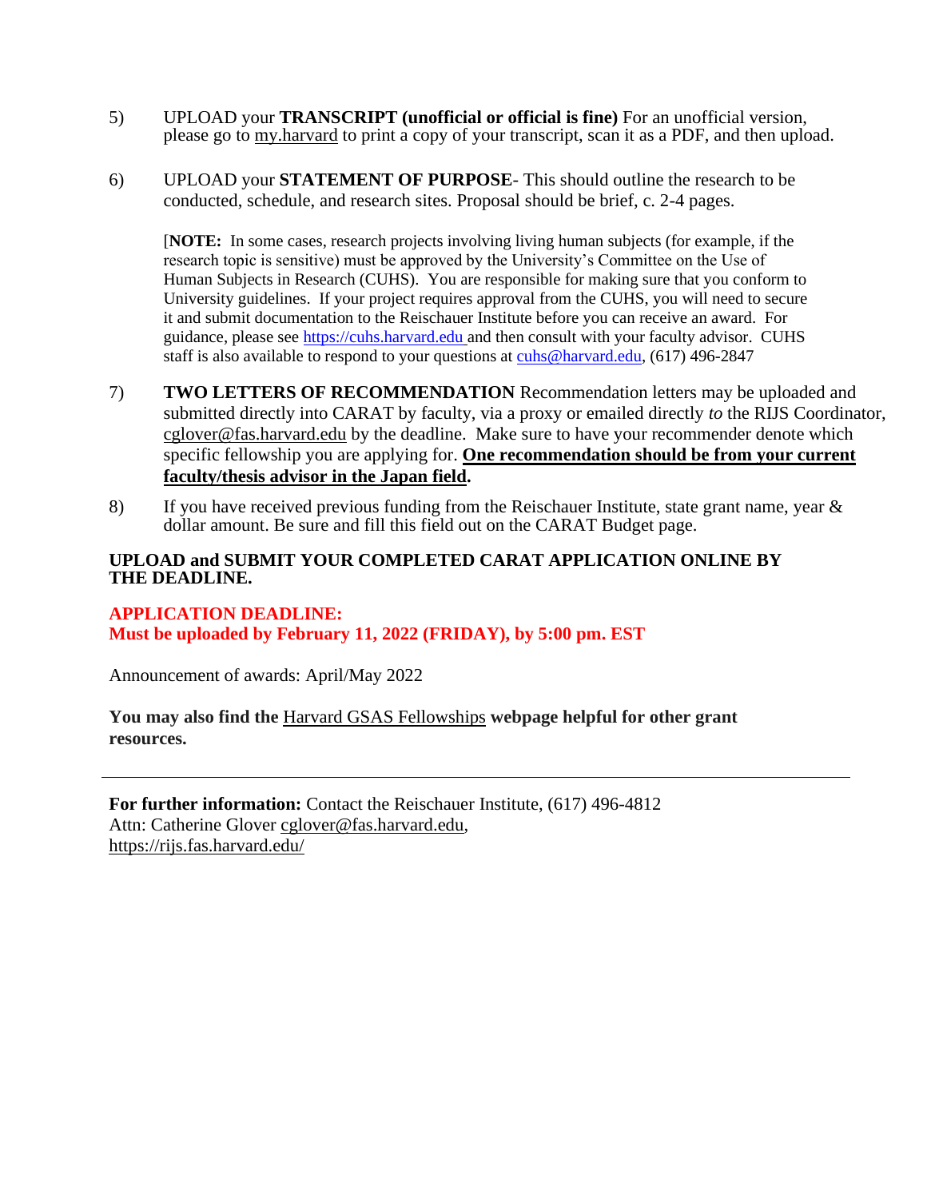5) UPLOAD your **TRANSCRIPT (unofficial or official is fine)** For an unofficial version, please go to my.harvard to print a copy of your transcript, scan it as a PDF, and then upload.

6) UPLOAD your **STATEMENT OF PURPOSE**- This should outline the research to be conducted, schedule, and research sites. Proposal should be brief, c. 2-4 pages.

   [**NOTE:** In some cases, research projects involving living human subjects (for example, if the research topic is sensitive) must be approved by the University's Committee on the Use of Human Subjects in Research (CUHS). You are responsible for making sure that you conform to University guidelines. If your project requires approval from the CUHS, you will need to secure it and submit documentation to the Reischauer Institute before you can receive an award. For guidance, please see https://cuhs.harvard.edu and then consult with your faculty advisor. CUHS staff is also available to respond to your questions at cuhs@harvard.edu, (617) 496-2847

7) **TWO LETTERS OF RECOMMENDATION** Recommendation letters may be uploaded and submitted directly into CARAT by faculty, via a proxy or emailed directly *to* the RIJS Coordinator, cglover@fas.harvard.edu by the deadline. Make sure to have your recommender denote which specific fellowship you are applying for. **One recommendation should be from your current faculty/thesis advisor in the Japan field.**

8) If you have received previous funding from the Reischauer Institute, state grant name, year & dollar amount. Be sure and fill this field out on the CARAT Budget page.

**UPLOAD and SUBMIT YOUR COMPLETED CARAT APPLICATION ONLINE BY THE DEADLINE.**

**APPLICATION DEADLINE:**
**Must be uploaded by February 11, 2022 (FRIDAY), by 5:00 pm. EST**

Announcement of awards: April/May 2022

**You may also find the** Harvard GSAS Fellowships **webpage helpful for other grant resources.**

---

**For further information:** Contact the Reischauer Institute, (617) 496-4812
Attn: Catherine Glover cglover@fas.harvard.edu,
https://rijs.fas.harvard.edu/